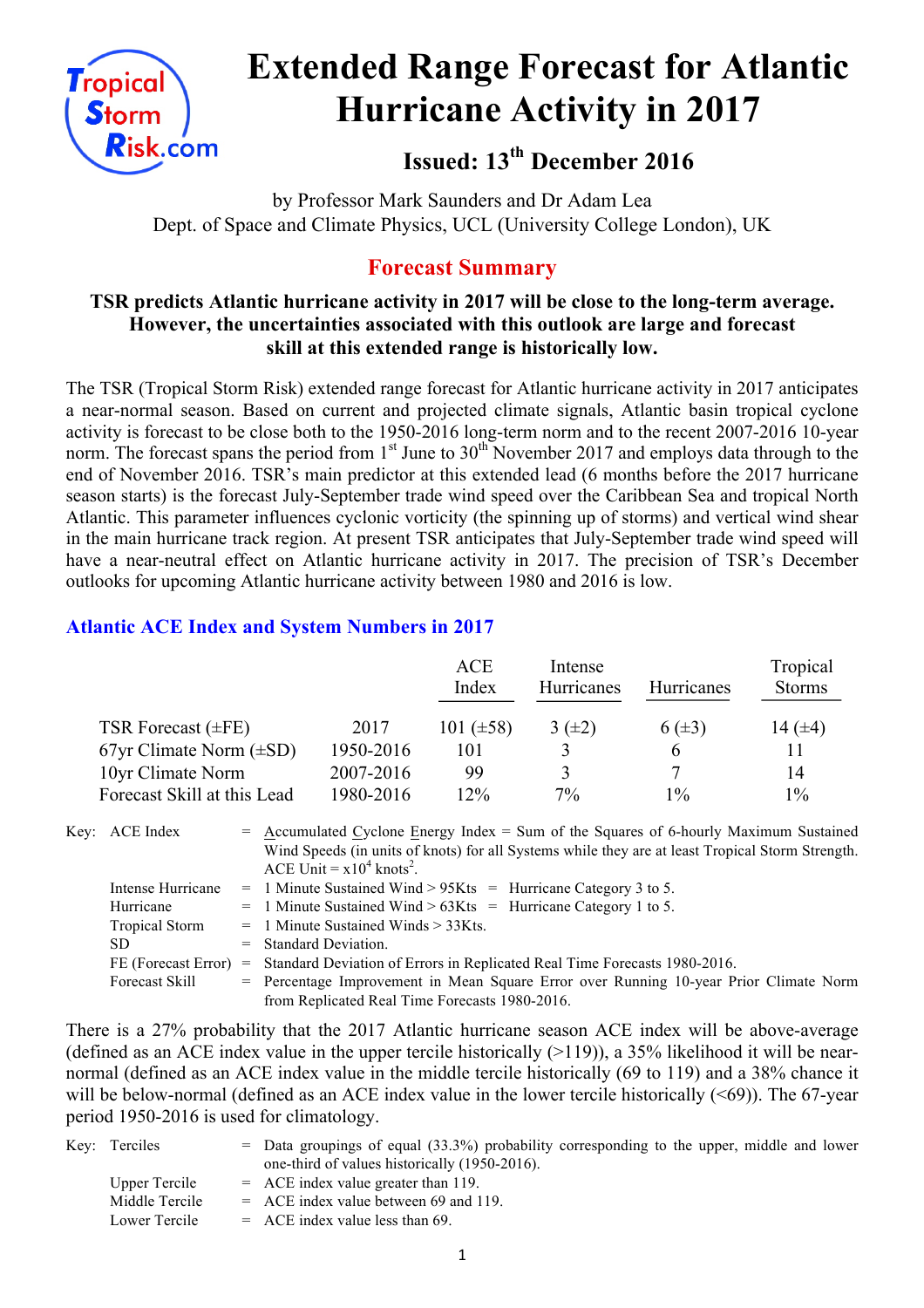# Extended Range Forecast for Atlantic Hurricane Activity in 2017

### Issued: 13th December 2016

by Professor Mark Saunders and Dr Adam Lea
Dept. of Space and Climate Physics, UCL (University College London), UK

## Forecast Summary

**TSR predicts Atlantic hurricane activity in 2017 will be close to the long-term average. However, the uncertainties associated with this outlook are large and forecast skill at this extended range is historically low.**

The TSR (Tropical Storm Risk) extended range forecast for Atlantic hurricane activity in 2017 anticipates a near-normal season. Based on current and projected climate signals, Atlantic basin tropical cyclone activity is forecast to be close both to the 1950-2016 long-term norm and to the recent 2007-2016 10-year norm. The forecast spans the period from 1st June to 30th November 2017 and employs data through to the end of November 2016. TSR's main predictor at this extended lead (6 months before the 2017 hurricane season starts) is the forecast July-September trade wind speed over the Caribbean Sea and tropical North Atlantic. This parameter influences cyclonic vorticity (the spinning up of storms) and vertical wind shear in the main hurricane track region. At present TSR anticipates that July-September trade wind speed will have a near-neutral effect on Atlantic hurricane activity in 2017. The precision of TSR's December outlooks for upcoming Atlantic hurricane activity between 1980 and 2016 is low.

### Atlantic ACE Index and System Numbers in 2017

| | | ACE Index | Intense Hurricanes | Hurricanes | Tropical Storms |
|---|---|---|---|---|---|
| TSR Forecast (±FE) | 2017 | 101 (±58) | 3 (±2) | 6 (±3) | 14 (±4) |
| 67yr Climate Norm (±SD) | 1950-2016 | 101 | 3 | 6 | 11 |
| 10yr Climate Norm | 2007-2016 | 99 | 3 | 7 | 14 |
| Forecast Skill at this Lead | 1980-2016 | 12% | 7% | 1% | 1% |

Key:
- ACE Index = Accumulated Cyclone Energy Index = Sum of the Squares of 6-hourly Maximum Sustained Wind Speeds (in units of knots) for all Systems while they are at least Tropical Storm Strength. ACE Unit = $x10^4$ knots$^2$.
- Intense Hurricane = 1 Minute Sustained Wind > 95Kts = Hurricane Category 3 to 5.
- Hurricane = 1 Minute Sustained Wind > 63Kts = Hurricane Category 1 to 5.
- Tropical Storm = 1 Minute Sustained Winds > 33Kts.
- SD = Standard Deviation.
- FE (Forecast Error) = Standard Deviation of Errors in Replicated Real Time Forecasts 1980-2016.
- Forecast Skill = Percentage Improvement in Mean Square Error over Running 10-year Prior Climate Norm from Replicated Real Time Forecasts 1980-2016.

There is a 27% probability that the 2017 Atlantic hurricane season ACE index will be above-average (defined as an ACE index value in the upper tercile historically (>119)), a 35% likelihood it will be near-normal (defined as an ACE index value in the middle tercile historically (69 to 119) and a 38% chance it will be below-normal (defined as an ACE index value in the lower tercile historically (<69)). The 67-year period 1950-2016 is used for climatology.

Key:
- Terciles = Data groupings of equal (33.3%) probability corresponding to the upper, middle and lower one-third of values historically (1950-2016).
- Upper Tercile = ACE index value greater than 119.
- Middle Tercile = ACE index value between 69 and 119.
- Lower Tercile = ACE index value less than 69.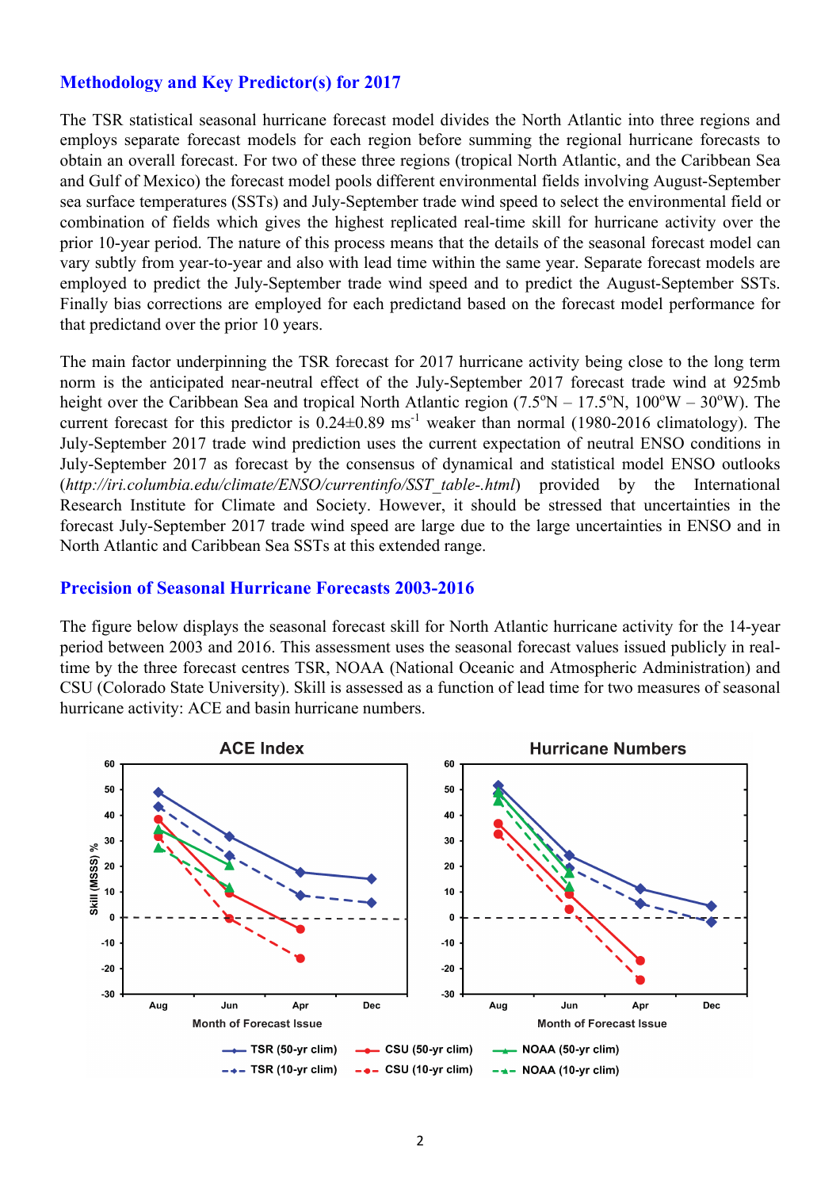## Methodology and Key Predictor(s) for 2017

The TSR statistical seasonal hurricane forecast model divides the North Atlantic into three regions and employs separate forecast models for each region before summing the regional hurricane forecasts to obtain an overall forecast. For two of these three regions (tropical North Atlantic, and the Caribbean Sea and Gulf of Mexico) the forecast model pools different environmental fields involving August-September sea surface temperatures (SSTs) and July-September trade wind speed to select the environmental field or combination of fields which gives the highest replicated real-time skill for hurricane activity over the prior 10-year period. The nature of this process means that the details of the seasonal forecast model can vary subtly from year-to-year and also with lead time within the same year. Separate forecast models are employed to predict the July-September trade wind speed and to predict the August-September SSTs. Finally bias corrections are employed for each predictand based on the forecast model performance for that predictand over the prior 10 years.

The main factor underpinning the TSR forecast for 2017 hurricane activity being close to the long term norm is the anticipated near-neutral effect of the July-September 2017 forecast trade wind at 925mb height over the Caribbean Sea and tropical North Atlantic region (7.5°N – 17.5°N, 100°W – 30°W). The current forecast for this predictor is $0.24 \pm 0.89$ ms$^{-1}$ weaker than normal (1980-2016 climatology). The July-September 2017 trade wind prediction uses the current expectation of neutral ENSO conditions in July-September 2017 as forecast by the consensus of dynamical and statistical model ENSO outlooks (*http://iri.columbia.edu/climate/ENSO/currentinfo/SST_table-.html*) provided by the International Research Institute for Climate and Society. However, it should be stressed that uncertainties in the forecast July-September 2017 trade wind speed are large due to the large uncertainties in ENSO and in North Atlantic and Caribbean Sea SSTs at this extended range.

## Precision of Seasonal Hurricane Forecasts 2003-2016

The figure below displays the seasonal forecast skill for North Atlantic hurricane activity for the 14-year period between 2003 and 2016. This assessment uses the seasonal forecast values issued publicly in real-time by the three forecast centres TSR, NOAA (National Oceanic and Atmospheric Administration) and CSU (Colorado State University). Skill is assessed as a function of lead time for two measures of seasonal hurricane activity: ACE and basin hurricane numbers.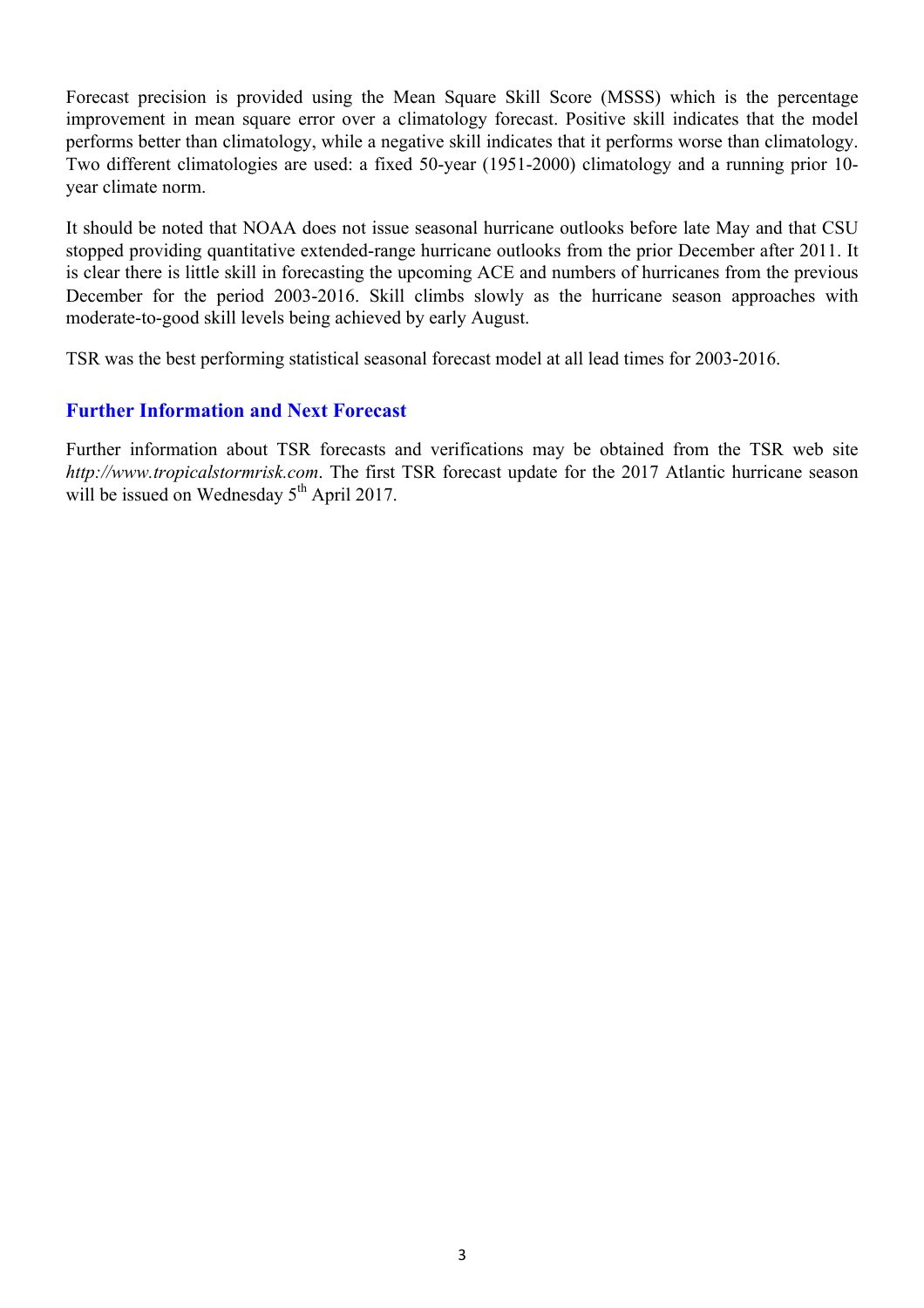Forecast precision is provided using the Mean Square Skill Score (MSSS) which is the percentage improvement in mean square error over a climatology forecast. Positive skill indicates that the model performs better than climatology, while a negative skill indicates that it performs worse than climatology. Two different climatologies are used: a fixed 50-year (1951-2000) climatology and a running prior 10-year climate norm.

It should be noted that NOAA does not issue seasonal hurricane outlooks before late May and that CSU stopped providing quantitative extended-range hurricane outlooks from the prior December after 2011. It is clear there is little skill in forecasting the upcoming ACE and numbers of hurricanes from the previous December for the period 2003-2016. Skill climbs slowly as the hurricane season approaches with moderate-to-good skill levels being achieved by early August.

TSR was the best performing statistical seasonal forecast model at all lead times for 2003-2016.

## Further Information and Next Forecast

Further information about TSR forecasts and verifications may be obtained from the TSR web site *http://www.tropicalstormrisk.com*. The first TSR forecast update for the 2017 Atlantic hurricane season will be issued on Wednesday 5th April 2017.